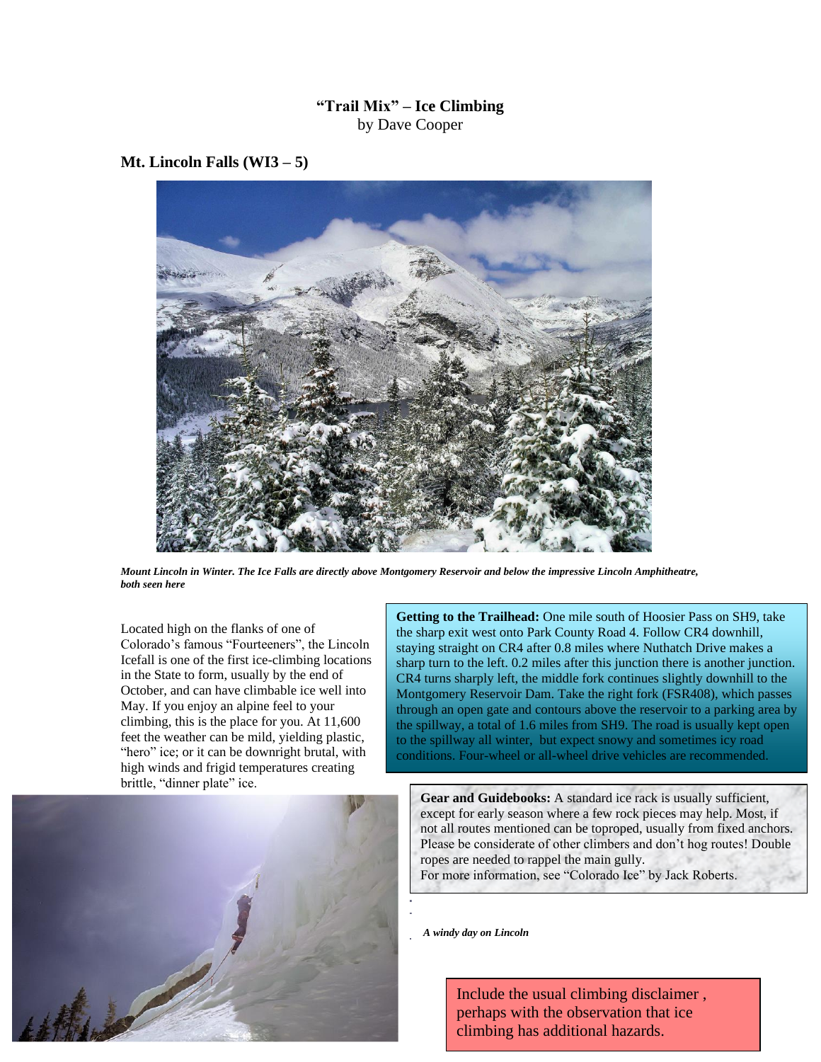**"Trail Mix" – Ice Climbing**
by Dave Cooper

## Mt. Lincoln Falls (WI3 – 5)

*Mount Lincoln in Winter. The Ice Falls are directly above Montgomery Reservoir and below the impressive Lincoln Amphitheatre, both seen here*

Located high on the flanks of one of Colorado's famous "Fourteeners", the Lincoln Icefall is one of the first ice-climbing locations in the State to form, usually by the end of October, and can have climbable ice well into May. If you enjoy an alpine feel to your climbing, this is the place for you. At 11,600 feet the weather can be mild, yielding plastic, "hero" ice; or it can be downright brutal, with high winds and frigid temperatures creating brittle, "dinner plate" ice.

**Getting to the Trailhead:** One mile south of Hoosier Pass on SH9, take the sharp exit west onto Park County Road 4. Follow CR4 downhill, staying straight on CR4 after 0.8 miles where Nuthatch Drive makes a sharp turn to the left. 0.2 miles after this junction there is another junction. CR4 turns sharply left, the middle fork continues slightly downhill to the Montgomery Reservoir Dam. Take the right fork (FSR408), which passes through an open gate and contours above the reservoir to a parking area by the spillway, a total of 1.6 miles from SH9. The road is usually kept open to the spillway all winter, but expect snowy and sometimes icy road conditions. Four-wheel or all-wheel drive vehicles are recommended.

**Gear and Guidebooks:** A standard ice rack is usually sufficient, except for early season where a few rock pieces may help. Most, if not all routes mentioned can be toproped, usually from fixed anchors. Please be considerate of other climbers and don't hog routes! Double ropes are needed to rappel the main gully.
For more information, see "Colorado Ice" by Jack Roberts.

*A windy day on Lincoln*

Include the usual climbing disclaimer , perhaps with the observation that ice climbing has additional hazards.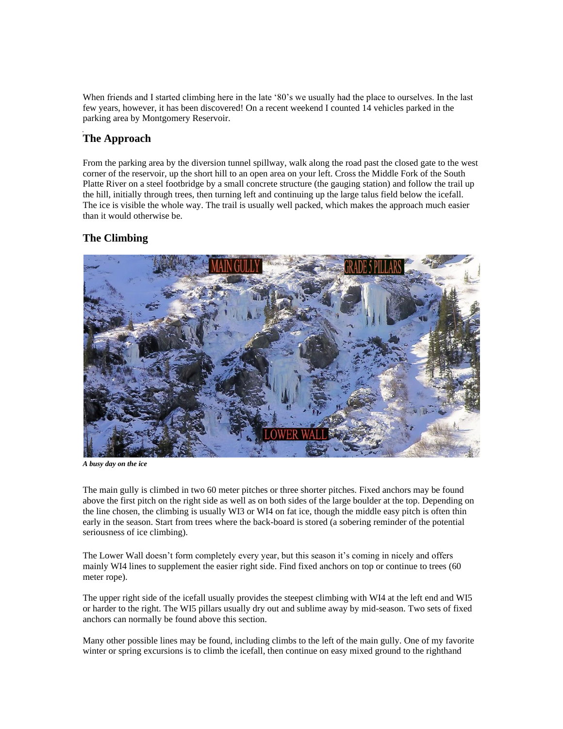When friends and I started climbing here in the late '80's we usually had the place to ourselves. In the last few years, however, it has been discovered! On a recent weekend I counted 14 vehicles parked in the parking area by Montgomery Reservoir.

## The Approach

From the parking area by the diversion tunnel spillway, walk along the road past the closed gate to the west corner of the reservoir, up the short hill to an open area on your left. Cross the Middle Fork of the South Platte River on a steel footbridge by a small concrete structure (the gauging station) and follow the trail up the hill, initially through trees, then turning left and continuing up the large talus field below the icefall. The ice is visible the whole way. The trail is usually well packed, which makes the approach much easier than it would otherwise be.

## The Climbing

***A busy day on the ice***

The main gully is climbed in two 60 meter pitches or three shorter pitches. Fixed anchors may be found above the first pitch on the right side as well as on both sides of the large boulder at the top. Depending on the line chosen, the climbing is usually WI3 or WI4 on fat ice, though the middle easy pitch is often thin early in the season. Start from trees where the back-board is stored (a sobering reminder of the potential seriousness of ice climbing).

The Lower Wall doesn't form completely every year, but this season it's coming in nicely and offers mainly WI4 lines to supplement the easier right side. Find fixed anchors on top or continue to trees (60 meter rope).

The upper right side of the icefall usually provides the steepest climbing with WI4 at the left end and WI5 or harder to the right. The WI5 pillars usually dry out and sublime away by mid-season. Two sets of fixed anchors can normally be found above this section.

Many other possible lines may be found, including climbs to the left of the main gully. One of my favorite winter or spring excursions is to climb the icefall, then continue on easy mixed ground to the righthand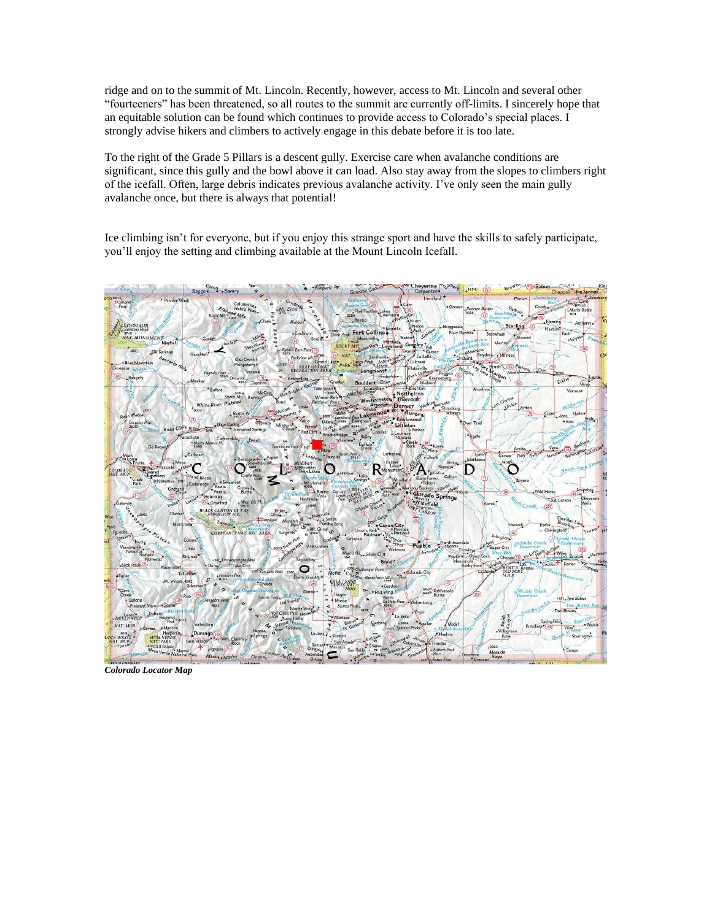ridge and on to the summit of Mt. Lincoln. Recently, however, access to Mt. Lincoln and several other "fourteeners" has been threatened, so all routes to the summit are currently off-limits. I sincerely hope that an equitable solution can be found which continues to provide access to Colorado's special places. I strongly advise hikers and climbers to actively engage in this debate before it is too late.

To the right of the Grade 5 Pillars is a descent gully. Exercise care when avalanche conditions are significant, since this gully and the bowl above it can load. Also stay away from the slopes to climbers right of the icefall. Often, large debris indicates previous avalanche activity. I've only seen the main gully avalanche once, but there is always that potential!

Ice climbing isn't for everyone, but if you enjoy this strange sport and have the skills to safely participate, you'll enjoy the setting and climbing available at the Mount Lincoln Icefall.

***Colorado Locator Map***